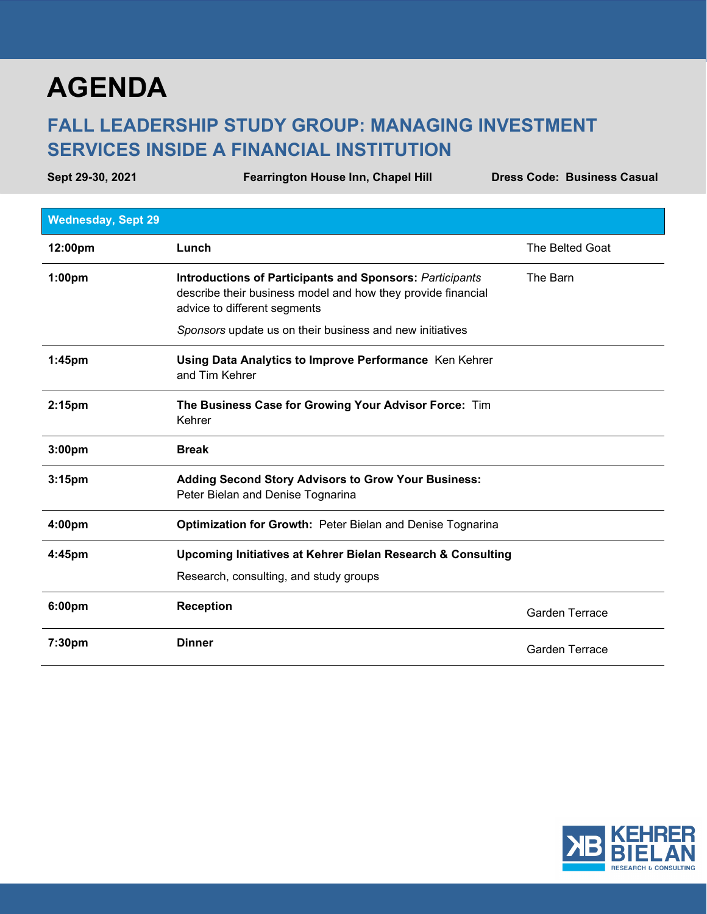# AGENDA

## FALL LEADERSHIP STUDY GROUP: MANAGING INVESTMENT SERVICES INSIDE A FINANCIAL INSTITUTION

**Sept 29-30, 2021** | **Fearrington House Inn, Chapel Hill** | **Dress Code: Business Casual**

| **Wednesday, Sept 29** | | |
|---|---|---|
| **12:00pm** | **Lunch** | The Belted Goat |
| **1:00pm** | **Introductions of Participants and Sponsors:** *Participants* describe their business model and how they provide financial advice to different segments<br><br>*Sponsors* update us on their business and new initiatives | The Barn |
| **1:45pm** | **Using Data Analytics to Improve Performance** Ken Kehrer and Tim Kehrer | |
| **2:15pm** | **The Business Case for Growing Your Advisor Force:** Tim Kehrer | |
| **3:00pm** | **Break** | |
| **3:15pm** | **Adding Second Story Advisors to Grow Your Business:** Peter Bielan and Denise Tognarina | |
| **4:00pm** | **Optimization for Growth:** Peter Bielan and Denise Tognarina | |
| **4:45pm** | **Upcoming Initiatives at Kehrer Bielan Research & Consulting**<br><br>Research, consulting, and study groups | |
| **6:00pm** | **Reception** | Garden Terrace |
| **7:30pm** | **Dinner** | Garden Terrace |

KEHRER BIELAN RESEARCH & CONSULTING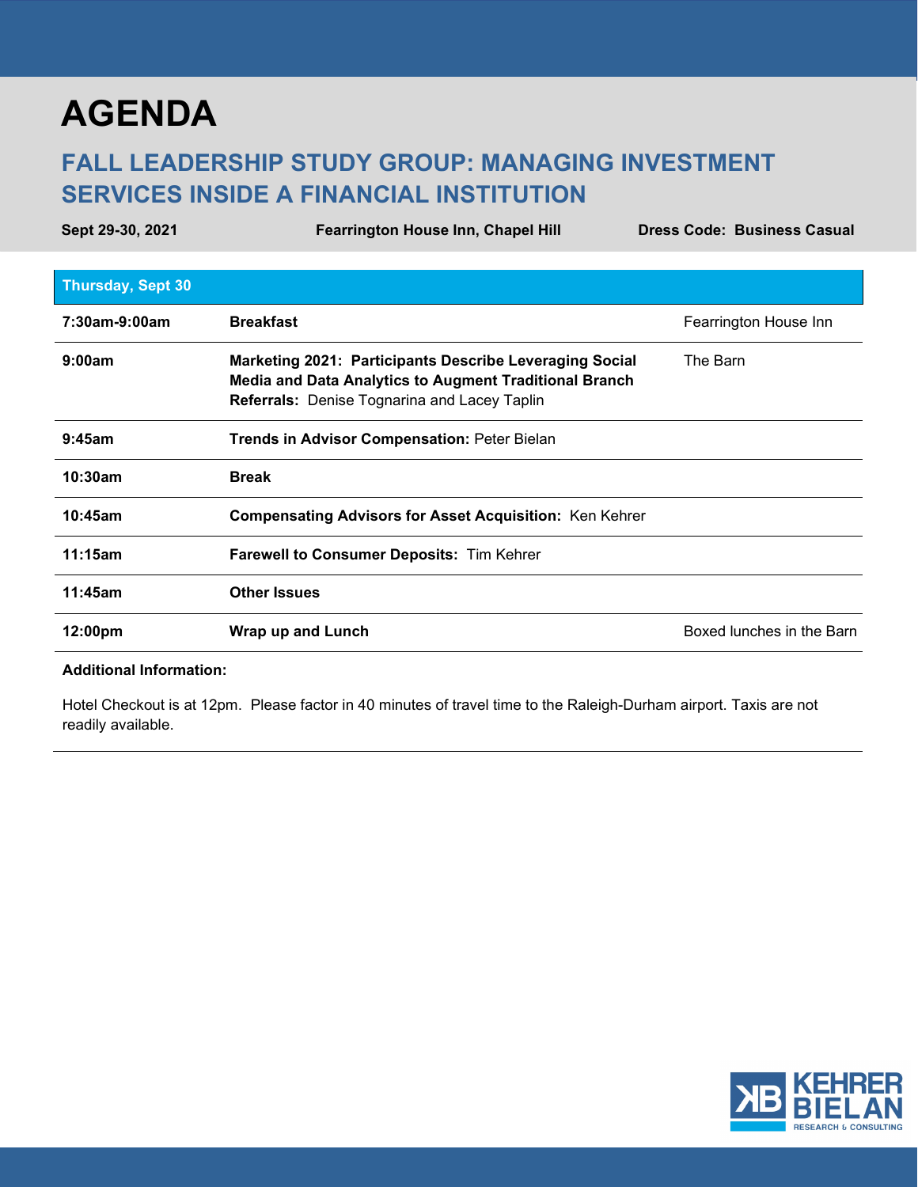# AGENDA

## FALL LEADERSHIP STUDY GROUP: MANAGING INVESTMENT SERVICES INSIDE A FINANCIAL INSTITUTION

**Sept 29-30, 2021** **Fearrington House Inn, Chapel Hill** **Dress Code: Business Casual**

| **Thursday, Sept 30** | | |
|---|---|---|
| **7:30am-9:00am** | **Breakfast** | Fearrington House Inn |
| **9:00am** | **Marketing 2021: Participants Describe Leveraging Social Media and Data Analytics to Augment Traditional Branch Referrals:** Denise Tognarina and Lacey Taplin | The Barn |
| **9:45am** | **Trends in Advisor Compensation:** Peter Bielan | |
| **10:30am** | **Break** | |
| **10:45am** | **Compensating Advisors for Asset Acquisition:** Ken Kehrer | |
| **11:15am** | **Farewell to Consumer Deposits:** Tim Kehrer | |
| **11:45am** | **Other Issues** | |
| **12:00pm** | **Wrap up and Lunch** | Boxed lunches in the Barn |

**Additional Information:**

Hotel Checkout is at 12pm. Please factor in 40 minutes of travel time to the Raleigh-Durham airport. Taxis are not readily available.

KEHRER BIELAN RESEARCH & CONSULTING